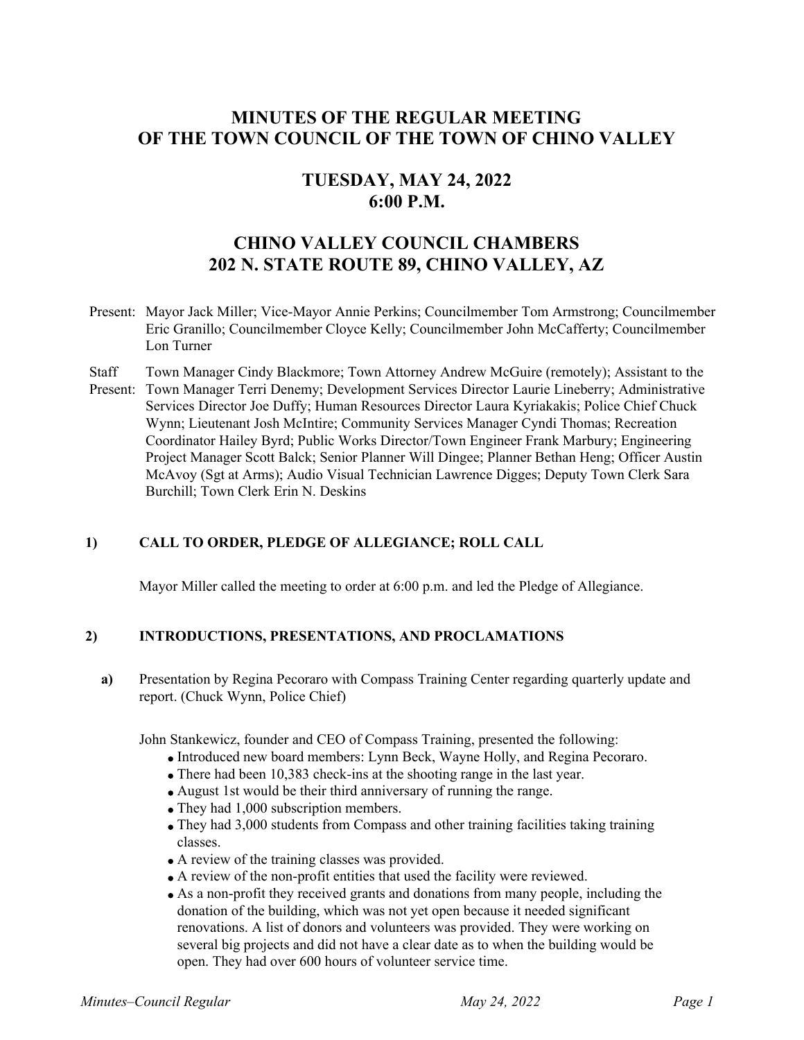# MINUTES OF THE REGULAR MEETING OF THE TOWN COUNCIL OF THE TOWN OF CHINO VALLEY

## TUESDAY, MAY 24, 2022
## 6:00 P.M.

## CHINO VALLEY COUNCIL CHAMBERS
## 202 N. STATE ROUTE 89, CHINO VALLEY, AZ

**Present:** Mayor Jack Miller; Vice-Mayor Annie Perkins; Councilmember Tom Armstrong; Councilmember Eric Granillo; Councilmember Cloyce Kelly; Councilmember John McCafferty; Councilmember Lon Turner

**Staff Present:** Town Manager Cindy Blackmore; Town Attorney Andrew McGuire (remotely); Assistant to the Town Manager Terri Denemy; Development Services Director Laurie Lineberry; Administrative Services Director Joe Duffy; Human Resources Director Laura Kyriakakis; Police Chief Chuck Wynn; Lieutenant Josh McIntire; Community Services Manager Cyndi Thomas; Recreation Coordinator Hailey Byrd; Public Works Director/Town Engineer Frank Marbury; Engineering Project Manager Scott Balck; Senior Planner Will Dingee; Planner Bethan Heng; Officer Austin McAvoy (Sgt at Arms); Audio Visual Technician Lawrence Digges; Deputy Town Clerk Sara Burchill; Town Clerk Erin N. Deskins

### 1) CALL TO ORDER, PLEDGE OF ALLEGIANCE; ROLL CALL

Mayor Miller called the meeting to order at 6:00 p.m. and led the Pledge of Allegiance.

### 2) INTRODUCTIONS, PRESENTATIONS, AND PROCLAMATIONS

**a)** Presentation by Regina Pecoraro with Compass Training Center regarding quarterly update and report. (Chuck Wynn, Police Chief)

John Stankewicz, founder and CEO of Compass Training, presented the following:

- Introduced new board members: Lynn Beck, Wayne Holly, and Regina Pecoraro.
- There had been 10,383 check-ins at the shooting range in the last year.
- August 1st would be their third anniversary of running the range.
- They had 1,000 subscription members.
- They had 3,000 students from Compass and other training facilities taking training classes.
- A review of the training classes was provided.
- A review of the non-profit entities that used the facility were reviewed.
- As a non-profit they received grants and donations from many people, including the donation of the building, which was not yet open because it needed significant renovations. A list of donors and volunteers was provided. They were working on several big projects and did not have a clear date as to when the building would be open. They had over 600 hours of volunteer service time.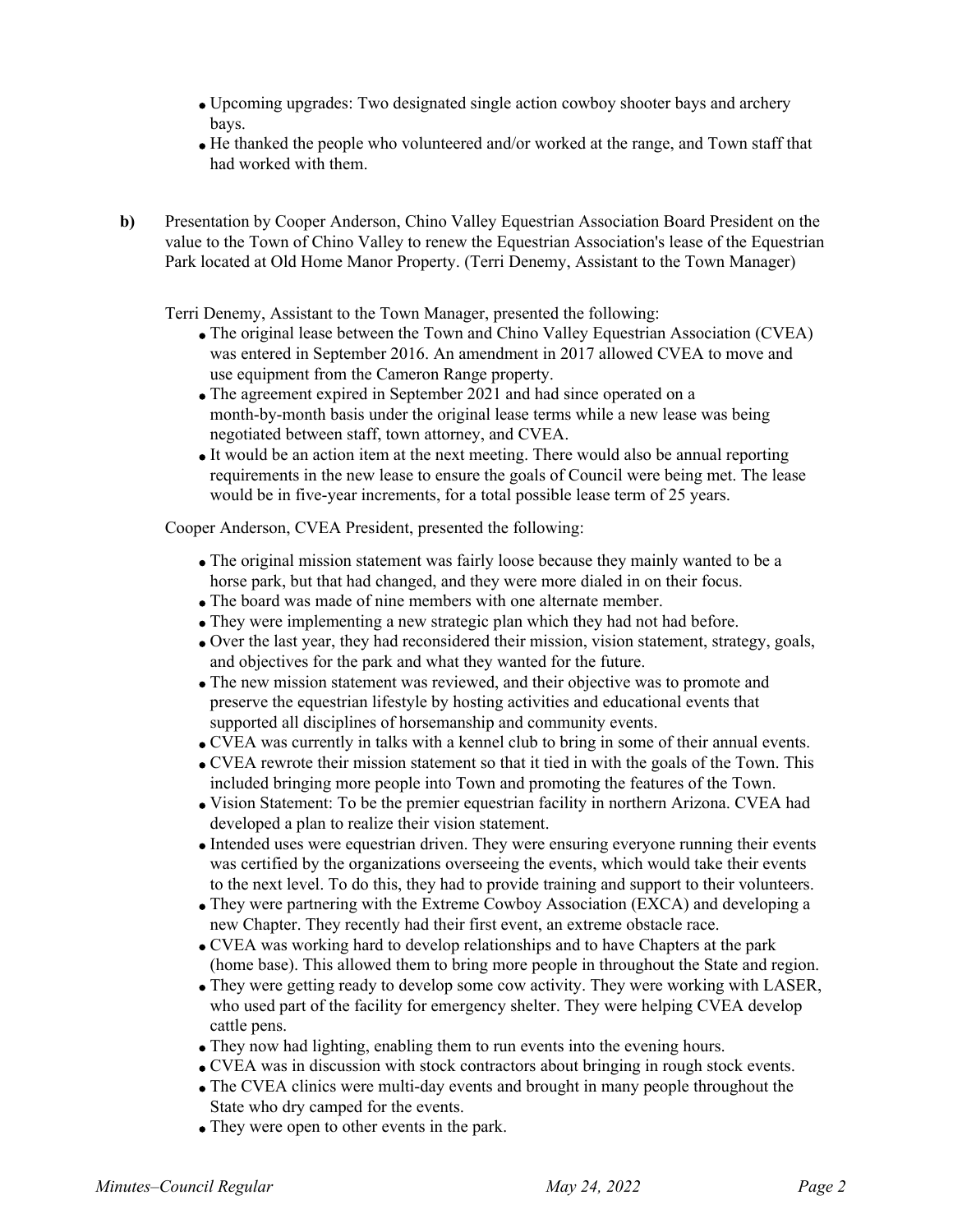- Upcoming upgrades: Two designated single action cowboy shooter bays and archery bays.
- He thanked the people who volunteered and/or worked at the range, and Town staff that had worked with them.

**b)** Presentation by Cooper Anderson, Chino Valley Equestrian Association Board President on the value to the Town of Chino Valley to renew the Equestrian Association's lease of the Equestrian Park located at Old Home Manor Property. (Terri Denemy, Assistant to the Town Manager)

Terri Denemy, Assistant to the Town Manager, presented the following:

- The original lease between the Town and Chino Valley Equestrian Association (CVEA) was entered in September 2016. An amendment in 2017 allowed CVEA to move and use equipment from the Cameron Range property.
- The agreement expired in September 2021 and had since operated on a month-by-month basis under the original lease terms while a new lease was being negotiated between staff, town attorney, and CVEA.
- It would be an action item at the next meeting. There would also be annual reporting requirements in the new lease to ensure the goals of Council were being met. The lease would be in five-year increments, for a total possible lease term of 25 years.

Cooper Anderson, CVEA President, presented the following:

- The original mission statement was fairly loose because they mainly wanted to be a horse park, but that had changed, and they were more dialed in on their focus.
- The board was made of nine members with one alternate member.
- They were implementing a new strategic plan which they had not had before.
- Over the last year, they had reconsidered their mission, vision statement, strategy, goals, and objectives for the park and what they wanted for the future.
- The new mission statement was reviewed, and their objective was to promote and preserve the equestrian lifestyle by hosting activities and educational events that supported all disciplines of horsemanship and community events.
- CVEA was currently in talks with a kennel club to bring in some of their annual events.
- CVEA rewrote their mission statement so that it tied in with the goals of the Town. This included bringing more people into Town and promoting the features of the Town.
- Vision Statement: To be the premier equestrian facility in northern Arizona. CVEA had developed a plan to realize their vision statement.
- Intended uses were equestrian driven. They were ensuring everyone running their events was certified by the organizations overseeing the events, which would take their events to the next level. To do this, they had to provide training and support to their volunteers.
- They were partnering with the Extreme Cowboy Association (EXCA) and developing a new Chapter. They recently had their first event, an extreme obstacle race.
- CVEA was working hard to develop relationships and to have Chapters at the park (home base). This allowed them to bring more people in throughout the State and region.
- They were getting ready to develop some cow activity. They were working with LASER, who used part of the facility for emergency shelter. They were helping CVEA develop cattle pens.
- They now had lighting, enabling them to run events into the evening hours.
- CVEA was in discussion with stock contractors about bringing in rough stock events.
- The CVEA clinics were multi-day events and brought in many people throughout the State who dry camped for the events.
- They were open to other events in the park.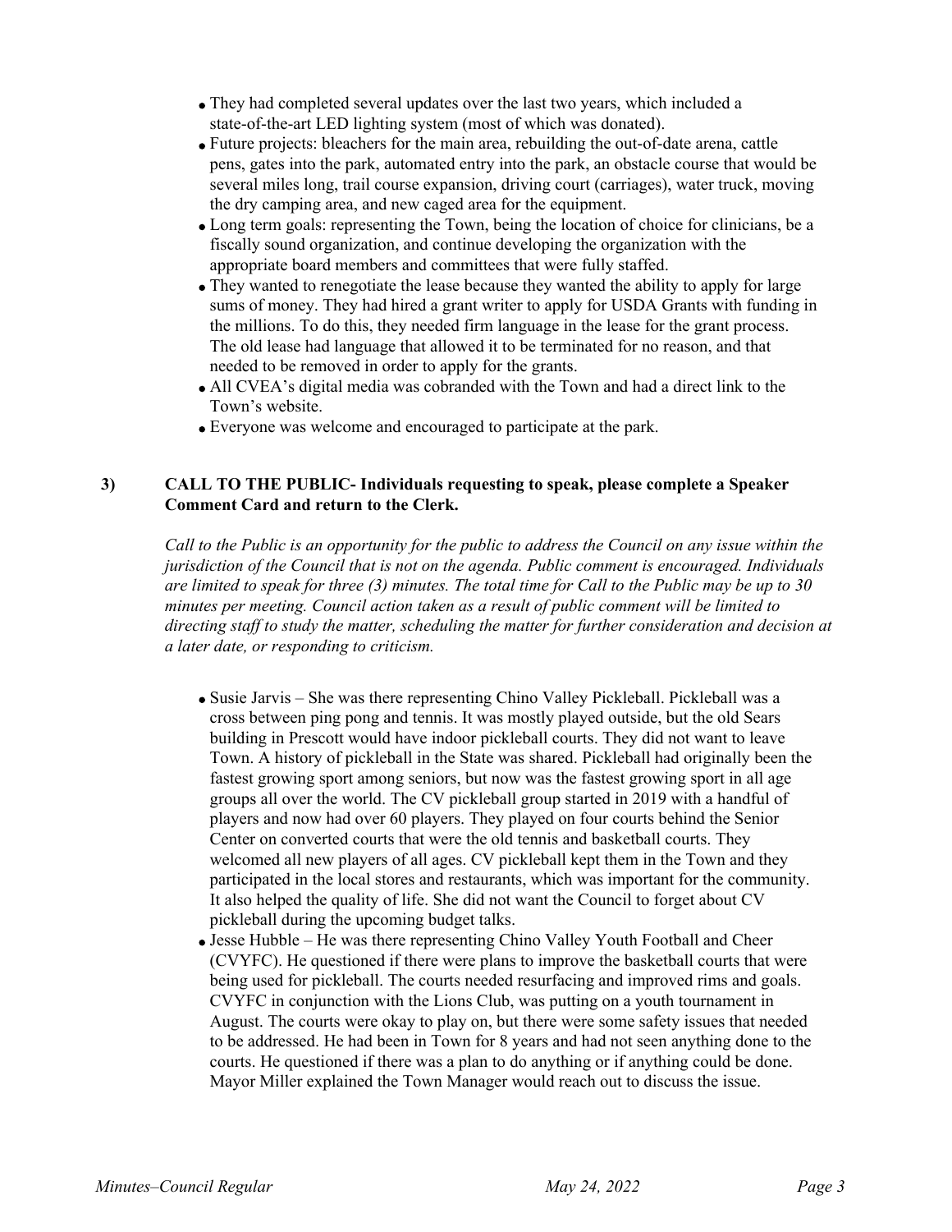- They had completed several updates over the last two years, which included a state-of-the-art LED lighting system (most of which was donated).
- Future projects: bleachers for the main area, rebuilding the out-of-date arena, cattle pens, gates into the park, automated entry into the park, an obstacle course that would be several miles long, trail course expansion, driving court (carriages), water truck, moving the dry camping area, and new caged area for the equipment.
- Long term goals: representing the Town, being the location of choice for clinicians, be a fiscally sound organization, and continue developing the organization with the appropriate board members and committees that were fully staffed.
- They wanted to renegotiate the lease because they wanted the ability to apply for large sums of money. They had hired a grant writer to apply for USDA Grants with funding in the millions. To do this, they needed firm language in the lease for the grant process. The old lease had language that allowed it to be terminated for no reason, and that needed to be removed in order to apply for the grants.
- All CVEA's digital media was cobranded with the Town and had a direct link to the Town's website.
- Everyone was welcome and encouraged to participate at the park.

**3) CALL TO THE PUBLIC- Individuals requesting to speak, please complete a Speaker Comment Card and return to the Clerk.**

*Call to the Public is an opportunity for the public to address the Council on any issue within the jurisdiction of the Council that is not on the agenda. Public comment is encouraged. Individuals are limited to speak for three (3) minutes. The total time for Call to the Public may be up to 30 minutes per meeting. Council action taken as a result of public comment will be limited to directing staff to study the matter, scheduling the matter for further consideration and decision at a later date, or responding to criticism.*

- Susie Jarvis – She was there representing Chino Valley Pickleball. Pickleball was a cross between ping pong and tennis. It was mostly played outside, but the old Sears building in Prescott would have indoor pickleball courts. They did not want to leave Town. A history of pickleball in the State was shared. Pickleball had originally been the fastest growing sport among seniors, but now was the fastest growing sport in all age groups all over the world. The CV pickleball group started in 2019 with a handful of players and now had over 60 players. They played on four courts behind the Senior Center on converted courts that were the old tennis and basketball courts. They welcomed all new players of all ages. CV pickleball kept them in the Town and they participated in the local stores and restaurants, which was important for the community. It also helped the quality of life. She did not want the Council to forget about CV pickleball during the upcoming budget talks.
- Jesse Hubble – He was there representing Chino Valley Youth Football and Cheer (CVYFC). He questioned if there were plans to improve the basketball courts that were being used for pickleball. The courts needed resurfacing and improved rims and goals. CVYFC in conjunction with the Lions Club, was putting on a youth tournament in August. The courts were okay to play on, but there were some safety issues that needed to be addressed. He had been in Town for 8 years and had not seen anything done to the courts. He questioned if there was a plan to do anything or if anything could be done. Mayor Miller explained the Town Manager would reach out to discuss the issue.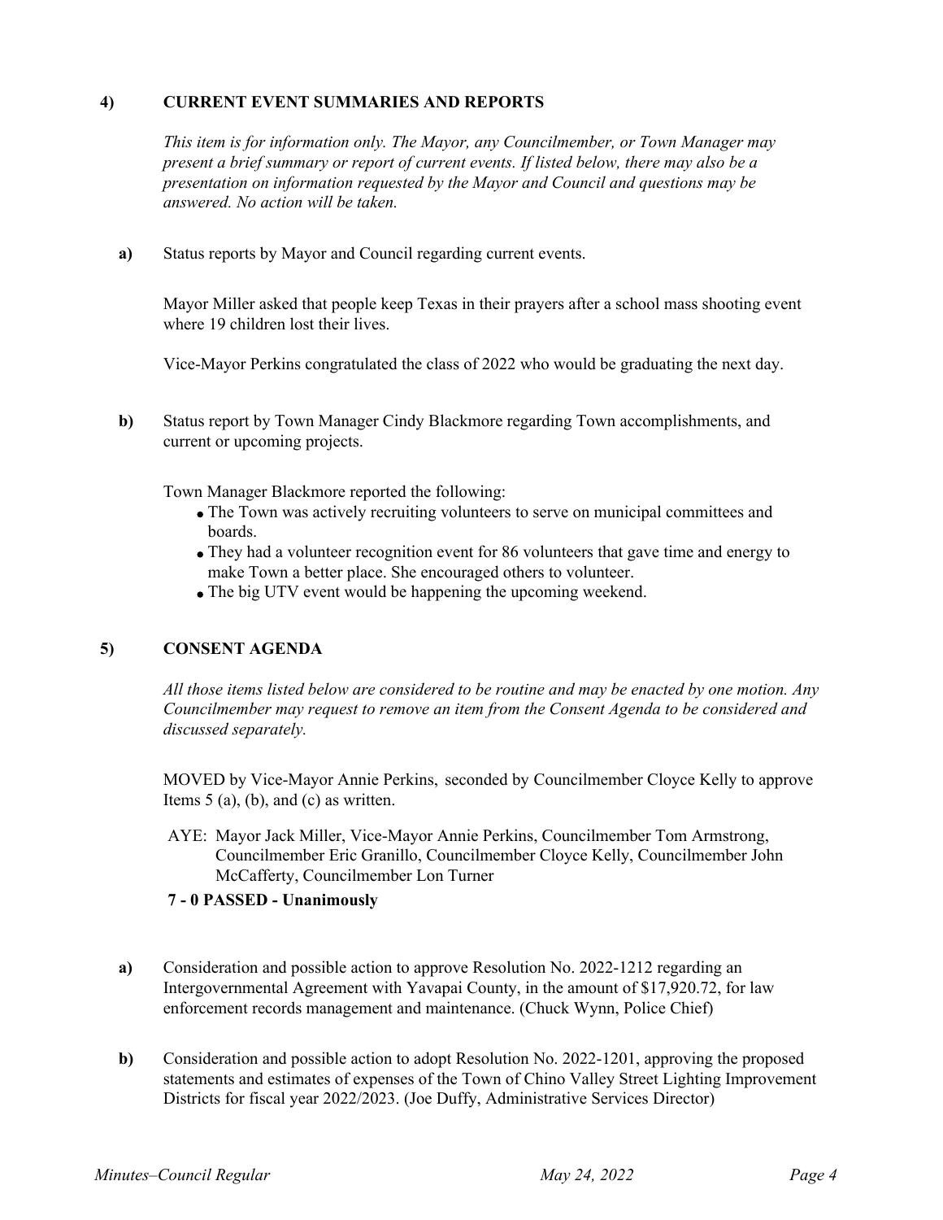## 4) CURRENT EVENT SUMMARIES AND REPORTS

*This item is for information only. The Mayor, any Councilmember, or Town Manager may present a brief summary or report of current events. If listed below, there may also be a presentation on information requested by the Mayor and Council and questions may be answered. No action will be taken.*

**a)** Status reports by Mayor and Council regarding current events.

Mayor Miller asked that people keep Texas in their prayers after a school mass shooting event where 19 children lost their lives.

Vice-Mayor Perkins congratulated the class of 2022 who would be graduating the next day.

**b)** Status report by Town Manager Cindy Blackmore regarding Town accomplishments, and current or upcoming projects.

Town Manager Blackmore reported the following:

- The Town was actively recruiting volunteers to serve on municipal committees and boards.
- They had a volunteer recognition event for 86 volunteers that gave time and energy to make Town a better place. She encouraged others to volunteer.
- The big UTV event would be happening the upcoming weekend.

## 5) CONSENT AGENDA

*All those items listed below are considered to be routine and may be enacted by one motion. Any Councilmember may request to remove an item from the Consent Agenda to be considered and discussed separately.*

MOVED by Vice-Mayor Annie Perkins, seconded by Councilmember Cloyce Kelly to approve Items 5 (a), (b), and (c) as written.

AYE: Mayor Jack Miller, Vice-Mayor Annie Perkins, Councilmember Tom Armstrong, Councilmember Eric Granillo, Councilmember Cloyce Kelly, Councilmember John McCafferty, Councilmember Lon Turner

**7 - 0 PASSED - Unanimously**

**a)** Consideration and possible action to approve Resolution No. 2022-1212 regarding an Intergovernmental Agreement with Yavapai County, in the amount of $17,920.72, for law enforcement records management and maintenance. (Chuck Wynn, Police Chief)

**b)** Consideration and possible action to adopt Resolution No. 2022-1201, approving the proposed statements and estimates of expenses of the Town of Chino Valley Street Lighting Improvement Districts for fiscal year 2022/2023. (Joe Duffy, Administrative Services Director)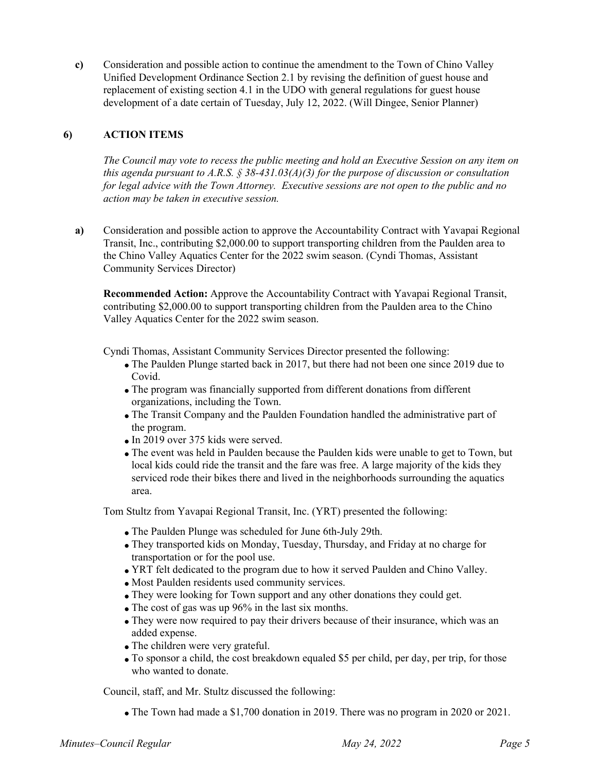**c)** Consideration and possible action to continue the amendment to the Town of Chino Valley Unified Development Ordinance Section 2.1 by revising the definition of guest house and replacement of existing section 4.1 in the UDO with general regulations for guest house development of a date certain of Tuesday, July 12, 2022. (Will Dingee, Senior Planner)

## 6) ACTION ITEMS

*The Council may vote to recess the public meeting and hold an Executive Session on any item on this agenda pursuant to A.R.S. § 38-431.03(A)(3) for the purpose of discussion or consultation for legal advice with the Town Attorney. Executive sessions are not open to the public and no action may be taken in executive session.*

**a)** Consideration and possible action to approve the Accountability Contract with Yavapai Regional Transit, Inc., contributing $2,000.00 to support transporting children from the Paulden area to the Chino Valley Aquatics Center for the 2022 swim season. (Cyndi Thomas, Assistant Community Services Director)

**Recommended Action:** Approve the Accountability Contract with Yavapai Regional Transit, contributing $2,000.00 to support transporting children from the Paulden area to the Chino Valley Aquatics Center for the 2022 swim season.

Cyndi Thomas, Assistant Community Services Director presented the following:

- The Paulden Plunge started back in 2017, but there had not been one since 2019 due to Covid.
- The program was financially supported from different donations from different organizations, including the Town.
- The Transit Company and the Paulden Foundation handled the administrative part of the program.
- In 2019 over 375 kids were served.
- The event was held in Paulden because the Paulden kids were unable to get to Town, but local kids could ride the transit and the fare was free. A large majority of the kids they serviced rode their bikes there and lived in the neighborhoods surrounding the aquatics area.

Tom Stultz from Yavapai Regional Transit, Inc. (YRT) presented the following:

- The Paulden Plunge was scheduled for June 6th-July 29th.
- They transported kids on Monday, Tuesday, Thursday, and Friday at no charge for transportation or for the pool use.
- YRT felt dedicated to the program due to how it served Paulden and Chino Valley.
- Most Paulden residents used community services.
- They were looking for Town support and any other donations they could get.
- The cost of gas was up 96% in the last six months.
- They were now required to pay their drivers because of their insurance, which was an added expense.
- The children were very grateful.
- To sponsor a child, the cost breakdown equaled $5 per child, per day, per trip, for those who wanted to donate.

Council, staff, and Mr. Stultz discussed the following:

- The Town had made a $1,700 donation in 2019. There was no program in 2020 or 2021.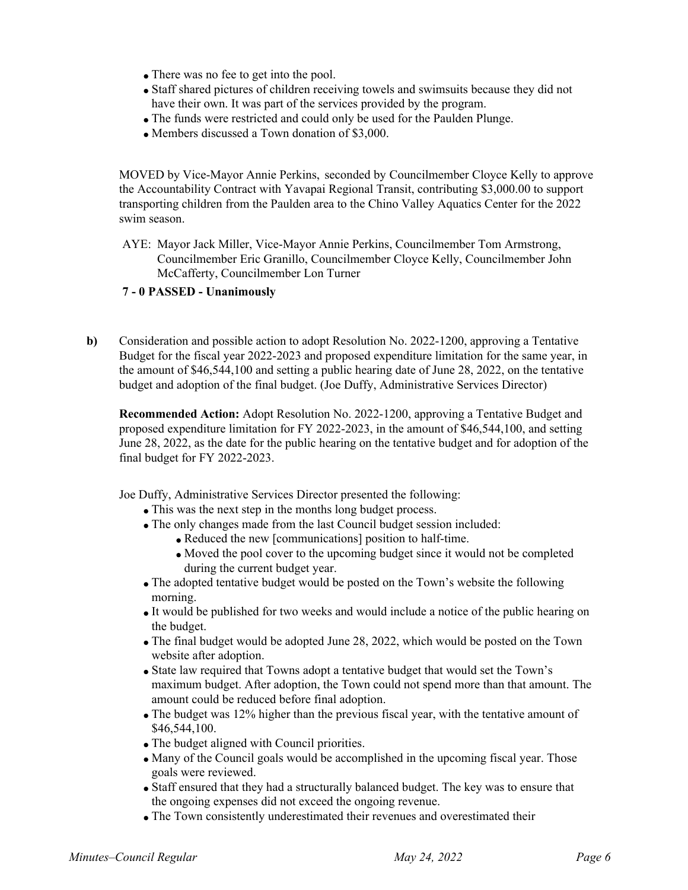- There was no fee to get into the pool.
- Staff shared pictures of children receiving towels and swimsuits because they did not have their own. It was part of the services provided by the program.
- The funds were restricted and could only be used for the Paulden Plunge.
- Members discussed a Town donation of $3,000.

MOVED by Vice-Mayor Annie Perkins, seconded by Councilmember Cloyce Kelly to approve the Accountability Contract with Yavapai Regional Transit, contributing $3,000.00 to support transporting children from the Paulden area to the Chino Valley Aquatics Center for the 2022 swim season.

AYE: Mayor Jack Miller, Vice-Mayor Annie Perkins, Councilmember Tom Armstrong, Councilmember Eric Granillo, Councilmember Cloyce Kelly, Councilmember John McCafferty, Councilmember Lon Turner

**7 - 0 PASSED - Unanimously**

**b)** Consideration and possible action to adopt Resolution No. 2022-1200, approving a Tentative Budget for the fiscal year 2022-2023 and proposed expenditure limitation for the same year, in the amount of $46,544,100 and setting a public hearing date of June 28, 2022, on the tentative budget and adoption of the final budget. (Joe Duffy, Administrative Services Director)

**Recommended Action:** Adopt Resolution No. 2022-1200, approving a Tentative Budget and proposed expenditure limitation for FY 2022-2023, in the amount of $46,544,100, and setting June 28, 2022, as the date for the public hearing on the tentative budget and for adoption of the final budget for FY 2022-2023.

Joe Duffy, Administrative Services Director presented the following:

- This was the next step in the months long budget process.
- The only changes made from the last Council budget session included:
  - Reduced the new [communications] position to half-time.
  - Moved the pool cover to the upcoming budget since it would not be completed during the current budget year.
- The adopted tentative budget would be posted on the Town's website the following morning.
- It would be published for two weeks and would include a notice of the public hearing on the budget.
- The final budget would be adopted June 28, 2022, which would be posted on the Town website after adoption.
- State law required that Towns adopt a tentative budget that would set the Town's maximum budget. After adoption, the Town could not spend more than that amount. The amount could be reduced before final adoption.
- The budget was 12% higher than the previous fiscal year, with the tentative amount of $46,544,100.
- The budget aligned with Council priorities.
- Many of the Council goals would be accomplished in the upcoming fiscal year. Those goals were reviewed.
- Staff ensured that they had a structurally balanced budget. The key was to ensure that the ongoing expenses did not exceed the ongoing revenue.
- The Town consistently underestimated their revenues and overestimated their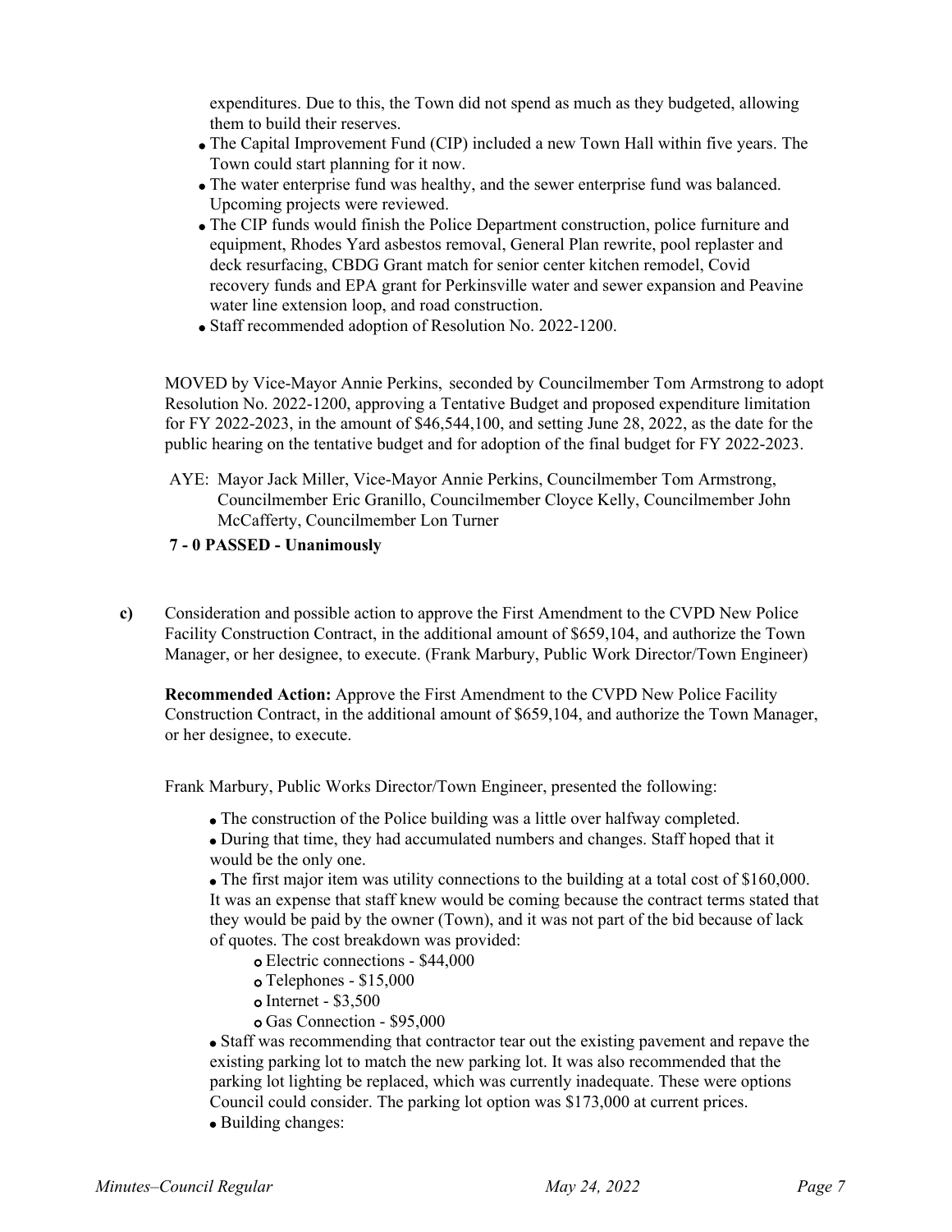expenditures. Due to this, the Town did not spend as much as they budgeted, allowing them to build their reserves.

- The Capital Improvement Fund (CIP) included a new Town Hall within five years. The Town could start planning for it now.
- The water enterprise fund was healthy, and the sewer enterprise fund was balanced. Upcoming projects were reviewed.
- The CIP funds would finish the Police Department construction, police furniture and equipment, Rhodes Yard asbestos removal, General Plan rewrite, pool replaster and deck resurfacing, CBDG Grant match for senior center kitchen remodel, Covid recovery funds and EPA grant for Perkinsville water and sewer expansion and Peavine water line extension loop, and road construction.
- Staff recommended adoption of Resolution No. 2022-1200.

MOVED by Vice-Mayor Annie Perkins, seconded by Councilmember Tom Armstrong to adopt Resolution No. 2022-1200, approving a Tentative Budget and proposed expenditure limitation for FY 2022-2023, in the amount of $46,544,100, and setting June 28, 2022, as the date for the public hearing on the tentative budget and for adoption of the final budget for FY 2022-2023.

AYE: Mayor Jack Miller, Vice-Mayor Annie Perkins, Councilmember Tom Armstrong, Councilmember Eric Granillo, Councilmember Cloyce Kelly, Councilmember John McCafferty, Councilmember Lon Turner

**7 - 0 PASSED - Unanimously**

**c)** Consideration and possible action to approve the First Amendment to the CVPD New Police Facility Construction Contract, in the additional amount of $659,104, and authorize the Town Manager, or her designee, to execute. (Frank Marbury, Public Work Director/Town Engineer)

**Recommended Action:** Approve the First Amendment to the CVPD New Police Facility Construction Contract, in the additional amount of $659,104, and authorize the Town Manager, or her designee, to execute.

Frank Marbury, Public Works Director/Town Engineer, presented the following:

- The construction of the Police building was a little over halfway completed.
- During that time, they had accumulated numbers and changes. Staff hoped that it would be the only one.
- The first major item was utility connections to the building at a total cost of $160,000. It was an expense that staff knew would be coming because the contract terms stated that they would be paid by the owner (Town), and it was not part of the bid because of lack of quotes. The cost breakdown was provided:
  - Electric connections - $44,000
  - Telephones - $15,000
  - Internet - $3,500
  - Gas Connection - $95,000
- Staff was recommending that contractor tear out the existing pavement and repave the existing parking lot to match the new parking lot. It was also recommended that the parking lot lighting be replaced, which was currently inadequate. These were options Council could consider. The parking lot option was $173,000 at current prices.
- Building changes: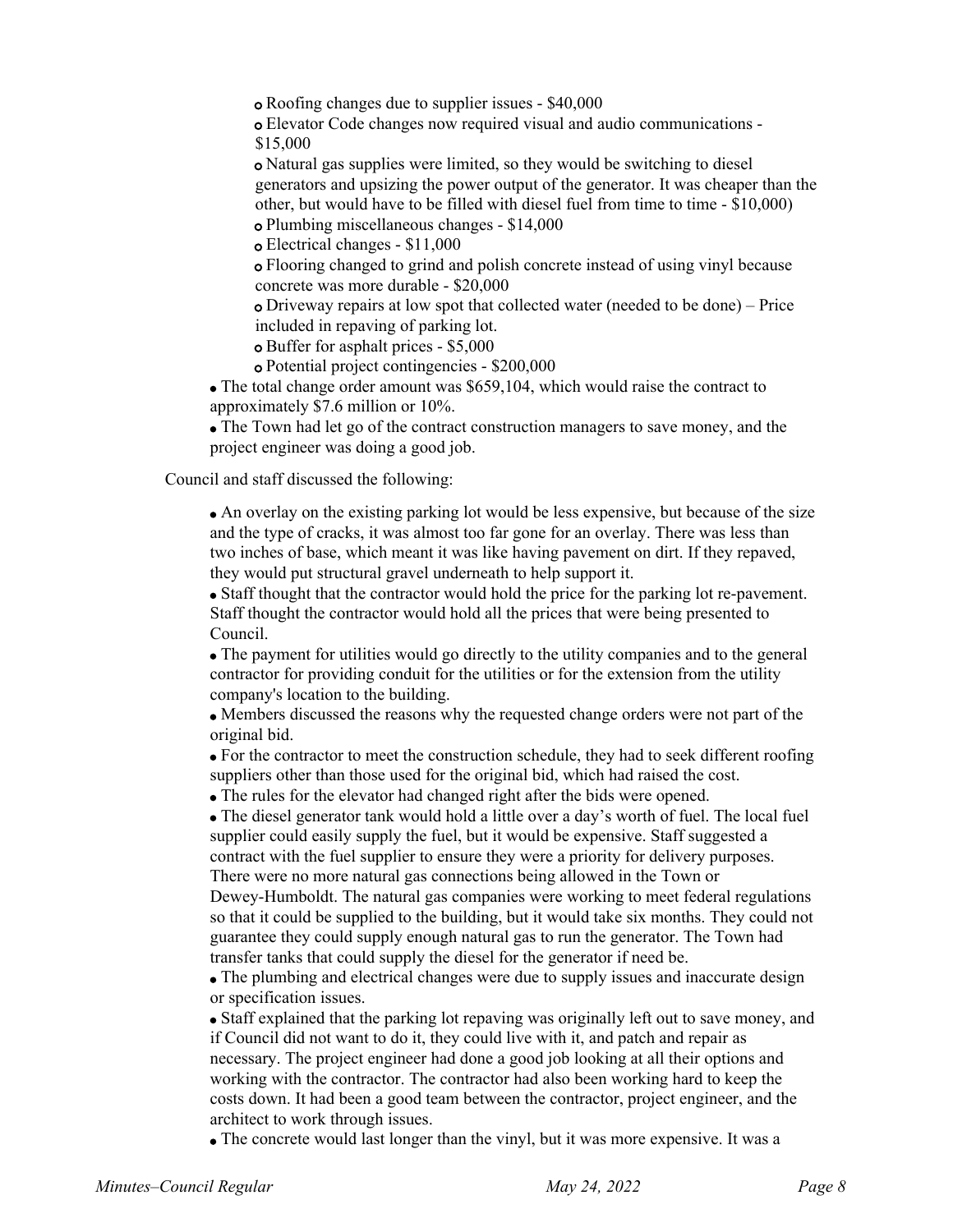- Roofing changes due to supplier issues - $40,000
  - Elevator Code changes now required visual and audio communications - $15,000
  - Natural gas supplies were limited, so they would be switching to diesel generators and upsizing the power output of the generator. It was cheaper than the other, but would have to be filled with diesel fuel from time to time - $10,000)
  - Plumbing miscellaneous changes - $14,000
  - Electrical changes - $11,000
  - Flooring changed to grind and polish concrete instead of using vinyl because concrete was more durable - $20,000
  - Driveway repairs at low spot that collected water (needed to be done) – Price included in repaving of parking lot.
  - Buffer for asphalt prices - $5,000
  - Potential project contingencies - $200,000
- The total change order amount was $659,104, which would raise the contract to approximately $7.6 million or 10%.
- The Town had let go of the contract construction managers to save money, and the project engineer was doing a good job.

Council and staff discussed the following:

- An overlay on the existing parking lot would be less expensive, but because of the size and the type of cracks, it was almost too far gone for an overlay. There was less than two inches of base, which meant it was like having pavement on dirt. If they repaved, they would put structural gravel underneath to help support it.
- Staff thought that the contractor would hold the price for the parking lot re-pavement. Staff thought the contractor would hold all the prices that were being presented to Council.
- The payment for utilities would go directly to the utility companies and to the general contractor for providing conduit for the utilities or for the extension from the utility company's location to the building.
- Members discussed the reasons why the requested change orders were not part of the original bid.
- For the contractor to meet the construction schedule, they had to seek different roofing suppliers other than those used for the original bid, which had raised the cost.
- The rules for the elevator had changed right after the bids were opened.
- The diesel generator tank would hold a little over a day's worth of fuel. The local fuel supplier could easily supply the fuel, but it would be expensive. Staff suggested a contract with the fuel supplier to ensure they were a priority for delivery purposes. There were no more natural gas connections being allowed in the Town or Dewey-Humboldt. The natural gas companies were working to meet federal regulations so that it could be supplied to the building, but it would take six months. They could not guarantee they could supply enough natural gas to run the generator. The Town had transfer tanks that could supply the diesel for the generator if need be.
- The plumbing and electrical changes were due to supply issues and inaccurate design or specification issues.
- Staff explained that the parking lot repaving was originally left out to save money, and if Council did not want to do it, they could live with it, and patch and repair as necessary. The project engineer had done a good job looking at all their options and working with the contractor. The contractor had also been working hard to keep the costs down. It had been a good team between the contractor, project engineer, and the architect to work through issues.
- The concrete would last longer than the vinyl, but it was more expensive. It was a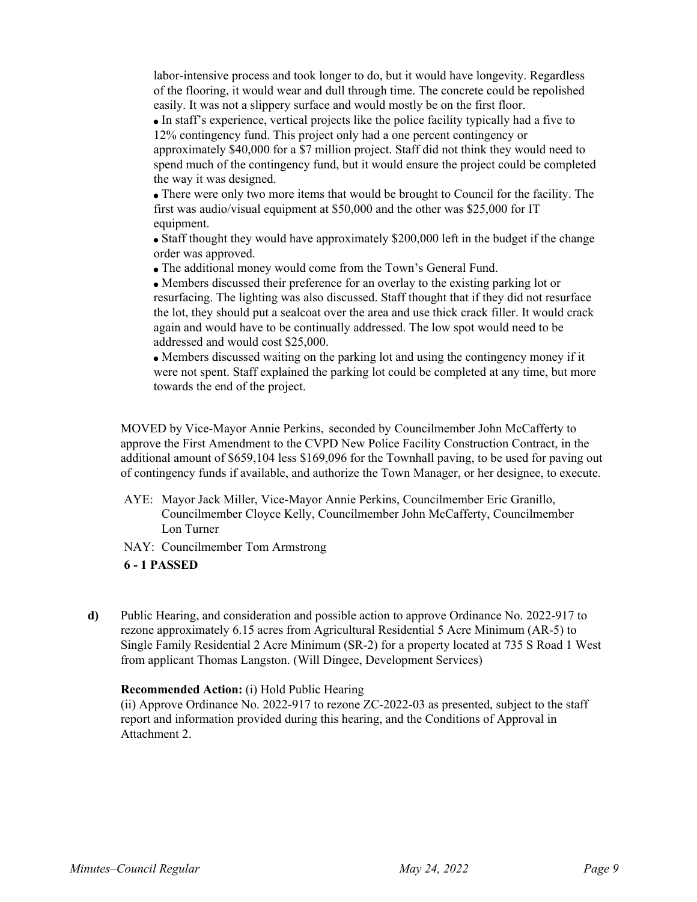labor-intensive process and took longer to do, but it would have longevity. Regardless of the flooring, it would wear and dull through time. The concrete could be repolished easily. It was not a slippery surface and would mostly be on the first floor.

- In staff's experience, vertical projects like the police facility typically had a five to 12% contingency fund. This project only had a one percent contingency or approximately $40,000 for a $7 million project. Staff did not think they would need to spend much of the contingency fund, but it would ensure the project could be completed the way it was designed.
- There were only two more items that would be brought to Council for the facility. The first was audio/visual equipment at $50,000 and the other was $25,000 for IT equipment.
- Staff thought they would have approximately $200,000 left in the budget if the change order was approved.
- The additional money would come from the Town's General Fund.
- Members discussed their preference for an overlay to the existing parking lot or resurfacing. The lighting was also discussed. Staff thought that if they did not resurface the lot, they should put a sealcoat over the area and use thick crack filler. It would crack again and would have to be continually addressed. The low spot would need to be addressed and would cost $25,000.
- Members discussed waiting on the parking lot and using the contingency money if it were not spent. Staff explained the parking lot could be completed at any time, but more towards the end of the project.

MOVED by Vice-Mayor Annie Perkins, seconded by Councilmember John McCafferty to approve the First Amendment to the CVPD New Police Facility Construction Contract, in the additional amount of $659,104 less $169,096 for the Townhall paving, to be used for paving out of contingency funds if available, and authorize the Town Manager, or her designee, to execute.

AYE: Mayor Jack Miller, Vice-Mayor Annie Perkins, Councilmember Eric Granillo, Councilmember Cloyce Kelly, Councilmember John McCafferty, Councilmember Lon Turner

NAY: Councilmember Tom Armstrong

**6 - 1 PASSED**

**d)** Public Hearing, and consideration and possible action to approve Ordinance No. 2022-917 to rezone approximately 6.15 acres from Agricultural Residential 5 Acre Minimum (AR-5) to Single Family Residential 2 Acre Minimum (SR-2) for a property located at 735 S Road 1 West from applicant Thomas Langston. (Will Dingee, Development Services)

**Recommended Action:** (i) Hold Public Hearing
(ii) Approve Ordinance No. 2022-917 to rezone ZC-2022-03 as presented, subject to the staff report and information provided during this hearing, and the Conditions of Approval in Attachment 2.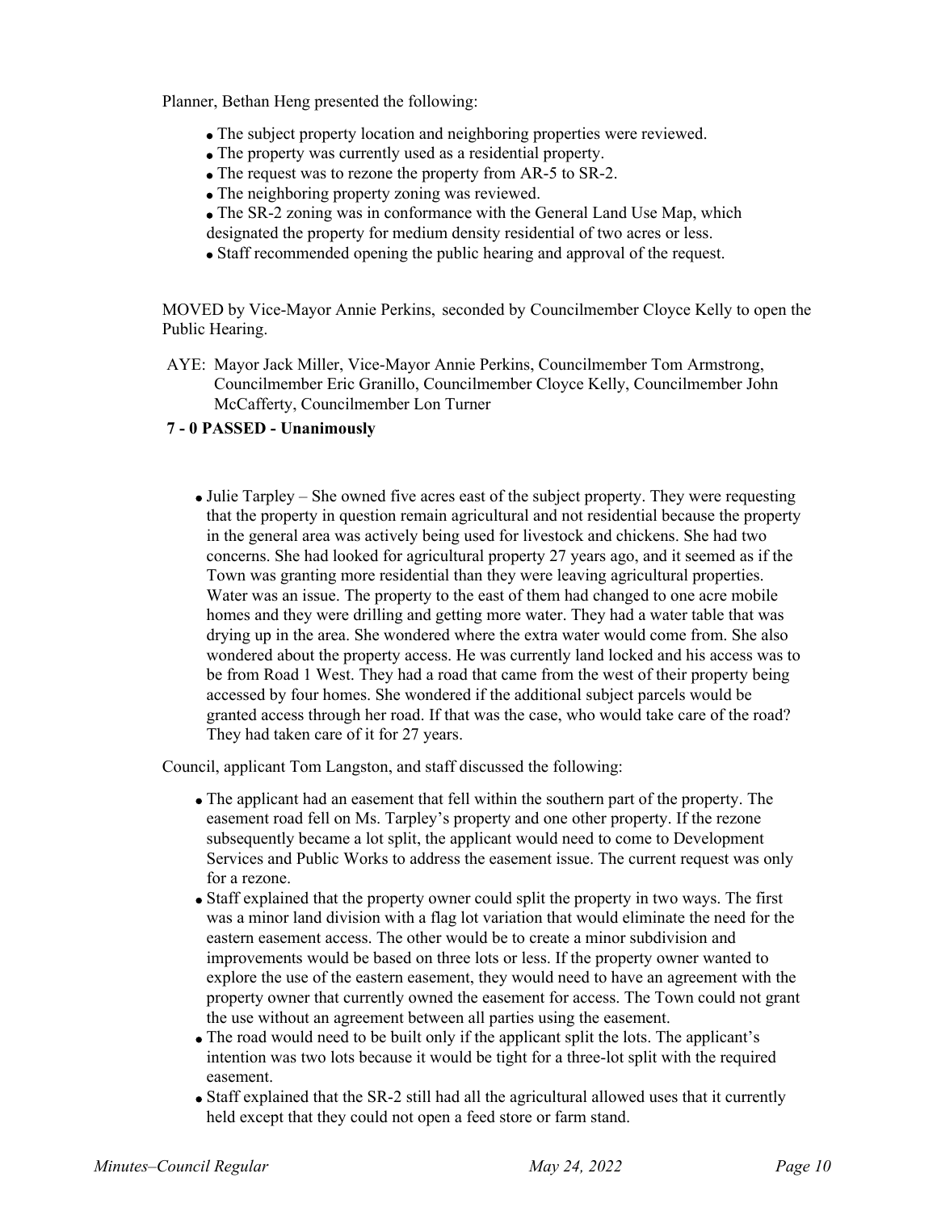Planner, Bethan Heng presented the following:

- The subject property location and neighboring properties were reviewed.
- The property was currently used as a residential property.
- The request was to rezone the property from AR-5 to SR-2.
- The neighboring property zoning was reviewed.
- The SR-2 zoning was in conformance with the General Land Use Map, which designated the property for medium density residential of two acres or less.
- Staff recommended opening the public hearing and approval of the request.

MOVED by Vice-Mayor Annie Perkins, seconded by Councilmember Cloyce Kelly to open the Public Hearing.

AYE: Mayor Jack Miller, Vice-Mayor Annie Perkins, Councilmember Tom Armstrong, Councilmember Eric Granillo, Councilmember Cloyce Kelly, Councilmember John McCafferty, Councilmember Lon Turner

**7 - 0 PASSED - Unanimously**

- Julie Tarpley – She owned five acres east of the subject property. They were requesting that the property in question remain agricultural and not residential because the property in the general area was actively being used for livestock and chickens. She had two concerns. She had looked for agricultural property 27 years ago, and it seemed as if the Town was granting more residential than they were leaving agricultural properties. Water was an issue. The property to the east of them had changed to one acre mobile homes and they were drilling and getting more water. They had a water table that was drying up in the area. She wondered where the extra water would come from. She also wondered about the property access. He was currently land locked and his access was to be from Road 1 West. They had a road that came from the west of their property being accessed by four homes. She wondered if the additional subject parcels would be granted access through her road. If that was the case, who would take care of the road? They had taken care of it for 27 years.

Council, applicant Tom Langston, and staff discussed the following:

- The applicant had an easement that fell within the southern part of the property. The easement road fell on Ms. Tarpley's property and one other property. If the rezone subsequently became a lot split, the applicant would need to come to Development Services and Public Works to address the easement issue. The current request was only for a rezone.
- Staff explained that the property owner could split the property in two ways. The first was a minor land division with a flag lot variation that would eliminate the need for the eastern easement access. The other would be to create a minor subdivision and improvements would be based on three lots or less. If the property owner wanted to explore the use of the eastern easement, they would need to have an agreement with the property owner that currently owned the easement for access. The Town could not grant the use without an agreement between all parties using the easement.
- The road would need to be built only if the applicant split the lots. The applicant's intention was two lots because it would be tight for a three-lot split with the required easement.
- Staff explained that the SR-2 still had all the agricultural allowed uses that it currently held except that they could not open a feed store or farm stand.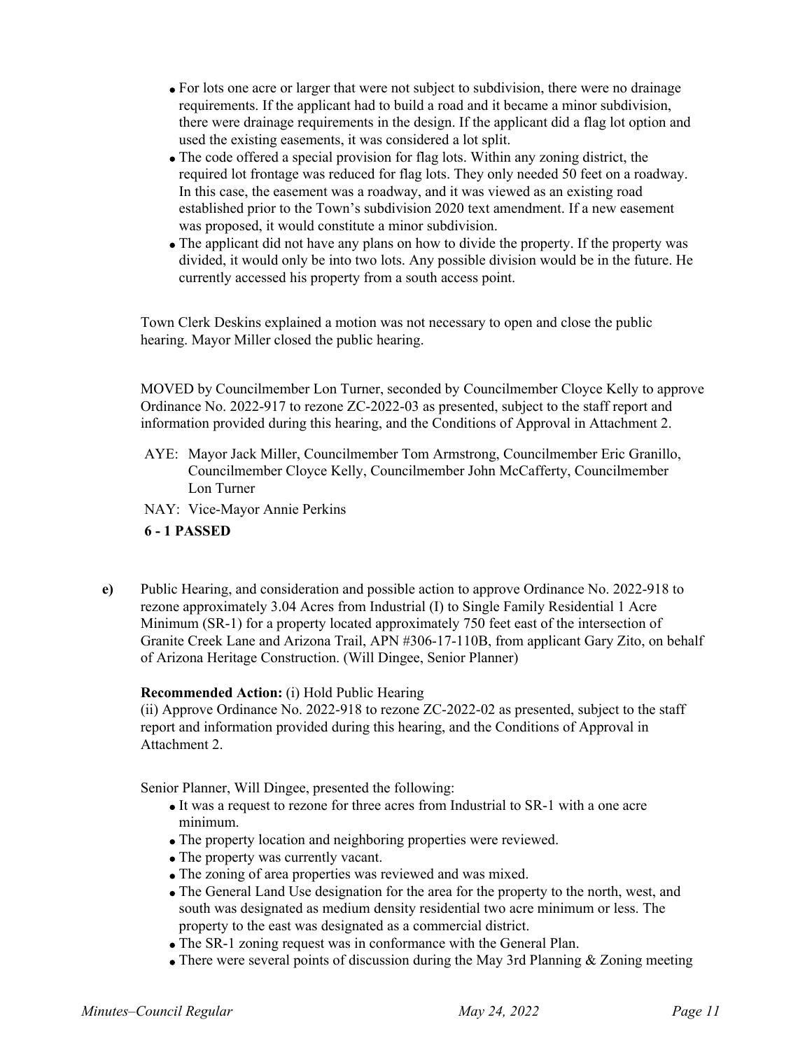- For lots one acre or larger that were not subject to subdivision, there were no drainage requirements. If the applicant had to build a road and it became a minor subdivision, there were drainage requirements in the design. If the applicant did a flag lot option and used the existing easements, it was considered a lot split.
- The code offered a special provision for flag lots. Within any zoning district, the required lot frontage was reduced for flag lots. They only needed 50 feet on a roadway. In this case, the easement was a roadway, and it was viewed as an existing road established prior to the Town's subdivision 2020 text amendment. If a new easement was proposed, it would constitute a minor subdivision.
- The applicant did not have any plans on how to divide the property. If the property was divided, it would only be into two lots. Any possible division would be in the future. He currently accessed his property from a south access point.

Town Clerk Deskins explained a motion was not necessary to open and close the public hearing. Mayor Miller closed the public hearing.

MOVED by Councilmember Lon Turner, seconded by Councilmember Cloyce Kelly to approve Ordinance No. 2022-917 to rezone ZC-2022-03 as presented, subject to the staff report and information provided during this hearing, and the Conditions of Approval in Attachment 2.

AYE: Mayor Jack Miller, Councilmember Tom Armstrong, Councilmember Eric Granillo, Councilmember Cloyce Kelly, Councilmember John McCafferty, Councilmember Lon Turner

NAY: Vice-Mayor Annie Perkins

**6 - 1 PASSED**

**e)** Public Hearing, and consideration and possible action to approve Ordinance No. 2022-918 to rezone approximately 3.04 Acres from Industrial (I) to Single Family Residential 1 Acre Minimum (SR-1) for a property located approximately 750 feet east of the intersection of Granite Creek Lane and Arizona Trail, APN #306-17-110B, from applicant Gary Zito, on behalf of Arizona Heritage Construction. (Will Dingee, Senior Planner)

**Recommended Action:** (i) Hold Public Hearing
(ii) Approve Ordinance No. 2022-918 to rezone ZC-2022-02 as presented, subject to the staff report and information provided during this hearing, and the Conditions of Approval in Attachment 2.

Senior Planner, Will Dingee, presented the following:

- It was a request to rezone for three acres from Industrial to SR-1 with a one acre minimum.
- The property location and neighboring properties were reviewed.
- The property was currently vacant.
- The zoning of area properties was reviewed and was mixed.
- The General Land Use designation for the area for the property to the north, west, and south was designated as medium density residential two acre minimum or less. The property to the east was designated as a commercial district.
- The SR-1 zoning request was in conformance with the General Plan.
- There were several points of discussion during the May 3rd Planning & Zoning meeting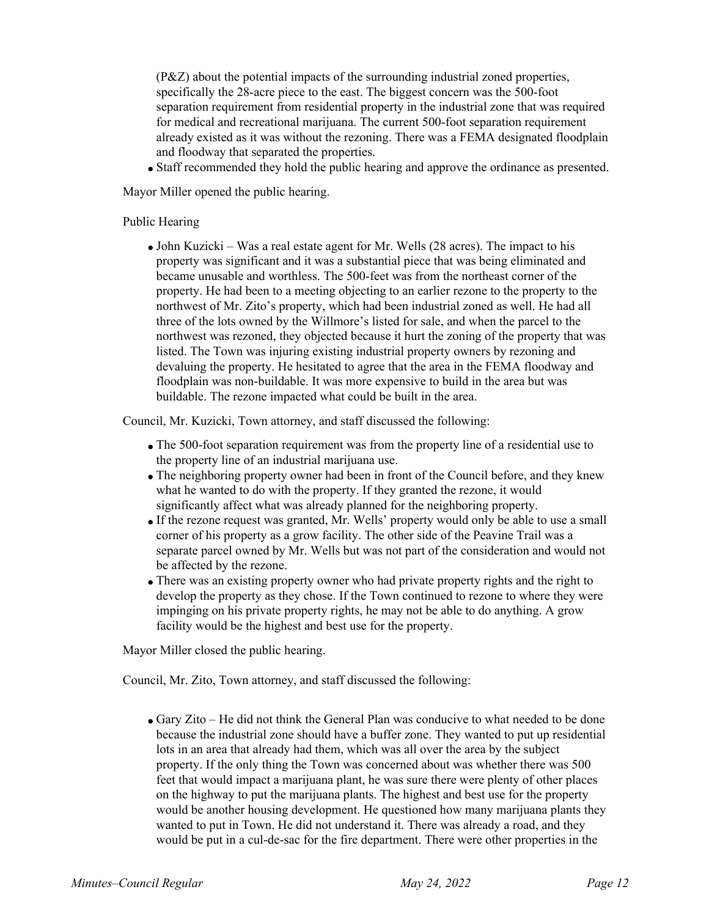(P&Z) about the potential impacts of the surrounding industrial zoned properties, specifically the 28-acre piece to the east. The biggest concern was the 500-foot separation requirement from residential property in the industrial zone that was required for medical and recreational marijuana. The current 500-foot separation requirement already existed as it was without the rezoning. There was a FEMA designated floodplain and floodway that separated the properties.

- Staff recommended they hold the public hearing and approve the ordinance as presented.

Mayor Miller opened the public hearing.

Public Hearing

- John Kuzicki – Was a real estate agent for Mr. Wells (28 acres). The impact to his property was significant and it was a substantial piece that was being eliminated and became unusable and worthless. The 500-feet was from the northeast corner of the property. He had been to a meeting objecting to an earlier rezone to the property to the northwest of Mr. Zito's property, which had been industrial zoned as well. He had all three of the lots owned by the Willmore's listed for sale, and when the parcel to the northwest was rezoned, they objected because it hurt the zoning of the property that was listed. The Town was injuring existing industrial property owners by rezoning and devaluing the property. He hesitated to agree that the area in the FEMA floodway and floodplain was non-buildable. It was more expensive to build in the area but was buildable. The rezone impacted what could be built in the area.

Council, Mr. Kuzicki, Town attorney, and staff discussed the following:

- The 500-foot separation requirement was from the property line of a residential use to the property line of an industrial marijuana use.
- The neighboring property owner had been in front of the Council before, and they knew what he wanted to do with the property. If they granted the rezone, it would significantly affect what was already planned for the neighboring property.
- If the rezone request was granted, Mr. Wells' property would only be able to use a small corner of his property as a grow facility. The other side of the Peavine Trail was a separate parcel owned by Mr. Wells but was not part of the consideration and would not be affected by the rezone.
- There was an existing property owner who had private property rights and the right to develop the property as they chose. If the Town continued to rezone to where they were impinging on his private property rights, he may not be able to do anything. A grow facility would be the highest and best use for the property.

Mayor Miller closed the public hearing.

Council, Mr. Zito, Town attorney, and staff discussed the following:

- Gary Zito – He did not think the General Plan was conducive to what needed to be done because the industrial zone should have a buffer zone. They wanted to put up residential lots in an area that already had them, which was all over the area by the subject property. If the only thing the Town was concerned about was whether there was 500 feet that would impact a marijuana plant, he was sure there were plenty of other places on the highway to put the marijuana plants. The highest and best use for the property would be another housing development. He questioned how many marijuana plants they wanted to put in Town. He did not understand it. There was already a road, and they would be put in a cul-de-sac for the fire department. There were other properties in the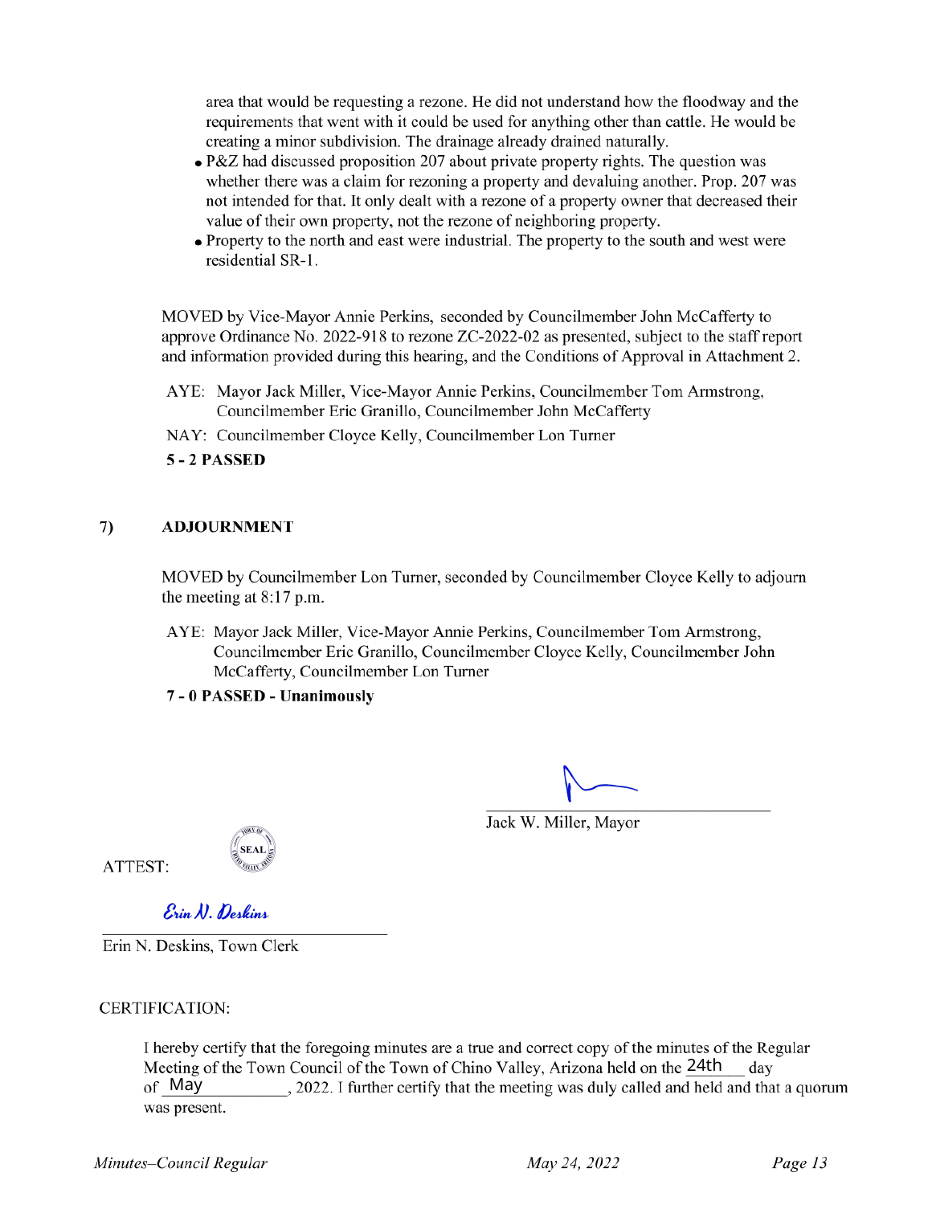area that would be requesting a rezone. He did not understand how the floodway and the requirements that went with it could be used for anything other than cattle. He would be creating a minor subdivision. The drainage already drained naturally.

- P&Z had discussed proposition 207 about private property rights. The question was whether there was a claim for rezoning a property and devaluing another. Prop. 207 was not intended for that. It only dealt with a rezone of a property owner that decreased their value of their own property, not the rezone of neighboring property.
- Property to the north and east were industrial. The property to the south and west were residential SR-1.

MOVED by Vice-Mayor Annie Perkins, seconded by Councilmember John McCafferty to approve Ordinance No. 2022-918 to rezone ZC-2022-02 as presented, subject to the staff report and information provided during this hearing, and the Conditions of Approval in Attachment 2.

AYE: Mayor Jack Miller, Vice-Mayor Annie Perkins, Councilmember Tom Armstrong, Councilmember Eric Granillo, Councilmember John McCafferty

NAY: Councilmember Cloyce Kelly, Councilmember Lon Turner

**5 - 2 PASSED**

## 7) ADJOURNMENT

MOVED by Councilmember Lon Turner, seconded by Councilmember Cloyce Kelly to adjourn the meeting at 8:17 p.m.

AYE: Mayor Jack Miller, Vice-Mayor Annie Perkins, Councilmember Tom Armstrong, Councilmember Eric Granillo, Councilmember Cloyce Kelly, Councilmember John McCafferty, Councilmember Lon Turner

**7 - 0 PASSED - Unanimously**

Jack W. Miller, Mayor

ATTEST:

SEAL

*Erin N. Deskins*

Erin N. Deskins, Town Clerk

CERTIFICATION:

I hereby certify that the foregoing minutes are a true and correct copy of the minutes of the Regular Meeting of the Town Council of the Town of Chino Valley, Arizona held on the 24th day of May, 2022. I further certify that the meeting was duly called and held and that a quorum was present.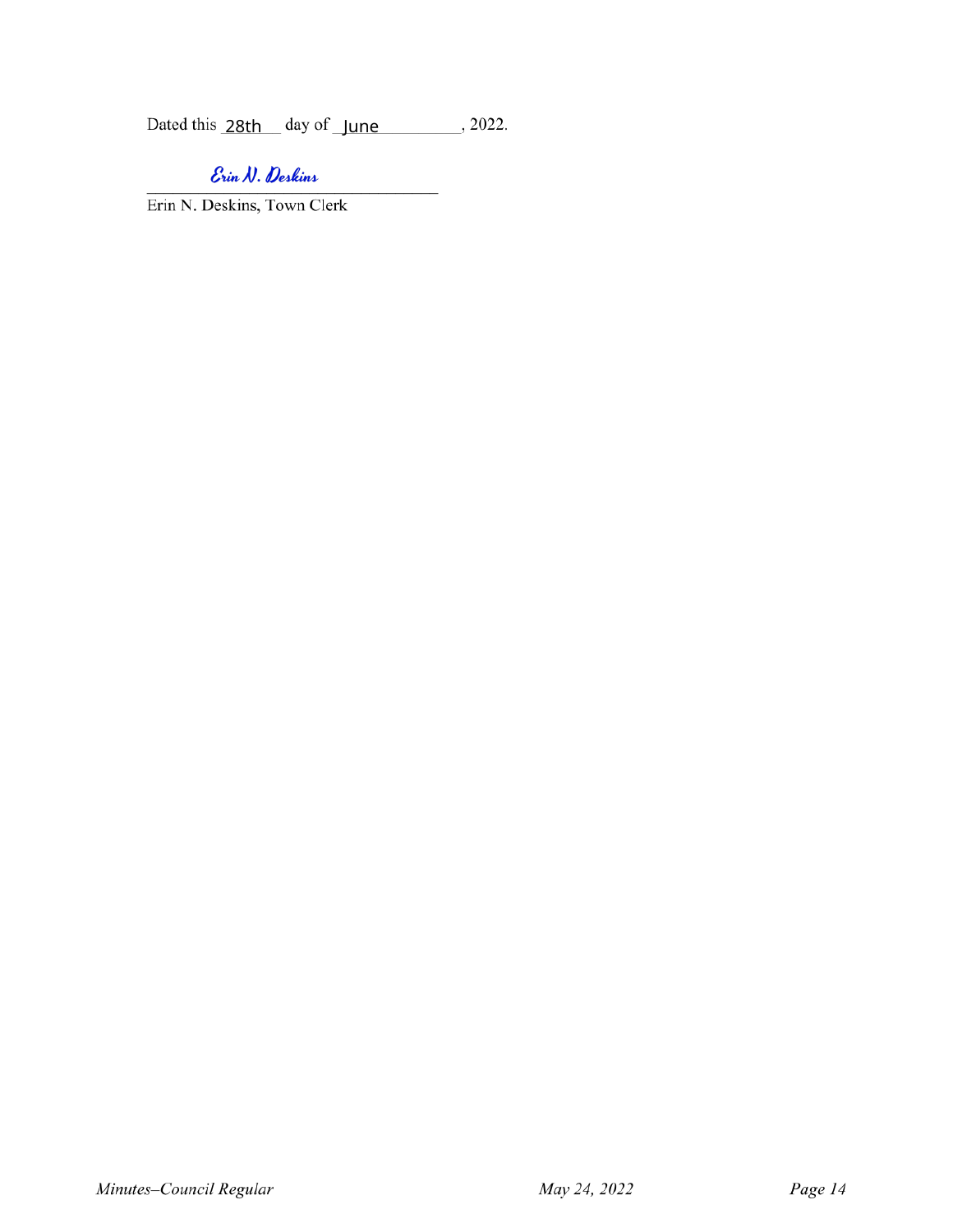Dated this 28th day of June, 2022.

*Erin N. Deskins*

Erin N. Deskins, Town Clerk